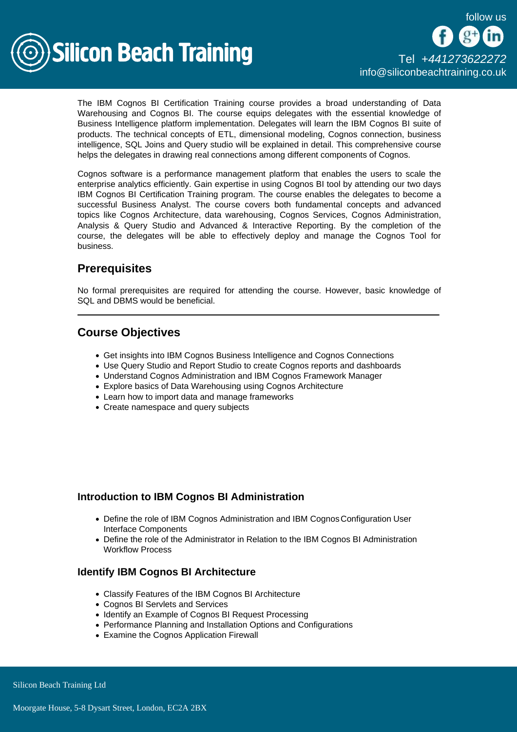The IBM Cognos BI Certification Training course provides a broad understanding of Data Warehousing and Cognos BI. The course equips delegates with the essential knowledge of Business Intelligence platform implementation. Delegates will learn the IBM Cognos BI suite of products. The technical concepts of ETL, dimensional modeling, Cognos connection, business intelligence, SQL Joins and Query studio will be explained in detail. This comprehensive course helps the delegates in drawing real connections among different components of Cognos.

Cognos software is a performance management platform that enables the users to scale the enterprise analytics efficiently. Gain expertise in using Cognos BI tool by attending our two days IBM Cognos BI Certification Training program. The course enables the delegates to become a successful Business Analyst. The course covers both fundamental concepts and advanced topics like Cognos Architecture, data warehousing, Cognos Services, Cognos Administration, Analysis & Query Studio and Advanced & Interactive Reporting. By the completion of the course, the delegates will be able to effectively deploy and manage the Cognos Tool for business.

## Prerequisites

No formal prerequisites are required for attending the course. However, basic knowledge of SQL and DBMS would be beneficial.

---

## Course Objectives

- Get insights into IBM Cognos Business Intelligence and Cognos Connections
- Use Query Studio and Report Studio to create Cognos reports and dashboards
- Understand Cognos Administration and IBM Cognos Framework Manager
- Explore basics of Data Warehousing using Cognos Architecture
- Learn how to import data and manage frameworks
- Create namespace and query subjects

### Introduction to IBM Cognos BI Administration

- Define the role of IBM Cognos Administration and IBM Cognos Configuration User Interface Components
- Define the role of the Administrator in Relation to the IBM Cognos BI Administration Workflow Process

### Identify IBM Cognos BI Architecture

- Classify Features of the IBM Cognos BI Architecture
- Cognos BI Servlets and Services
- Identify an Example of Cognos BI Request Processing
- Performance Planning and Installation Options and Configurations
- Examine the Cognos Application Firewall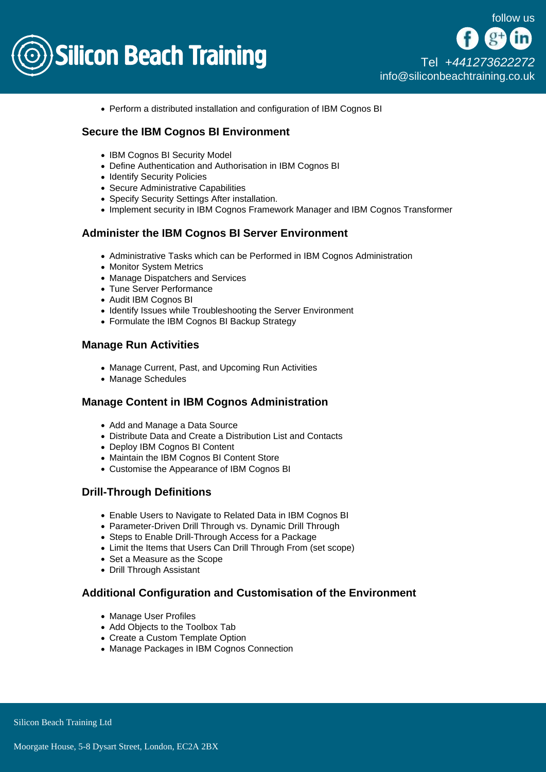- Perform a distributed installation and configuration of IBM Cognos BI

### Secure the IBM Cognos BI Environment

- IBM Cognos BI Security Model
- Define Authentication and Authorisation in IBM Cognos BI
- Identify Security Policies
- Secure Administrative Capabilities
- Specify Security Settings After installation.
- Implement security in IBM Cognos Framework Manager and IBM Cognos Transformer

### Administer the IBM Cognos BI Server Environment

- Administrative Tasks which can be Performed in IBM Cognos Administration
- Monitor System Metrics
- Manage Dispatchers and Services
- Tune Server Performance
- Audit IBM Cognos BI
- Identify Issues while Troubleshooting the Server Environment
- Formulate the IBM Cognos BI Backup Strategy

### Manage Run Activities

- Manage Current, Past, and Upcoming Run Activities
- Manage Schedules

### Manage Content in IBM Cognos Administration

- Add and Manage a Data Source
- Distribute Data and Create a Distribution List and Contacts
- Deploy IBM Cognos BI Content
- Maintain the IBM Cognos BI Content Store
- Customise the Appearance of IBM Cognos BI

### Drill-Through Definitions

- Enable Users to Navigate to Related Data in IBM Cognos BI
- Parameter-Driven Drill Through vs. Dynamic Drill Through
- Steps to Enable Drill-Through Access for a Package
- Limit the Items that Users Can Drill Through From (set scope)
- Set a Measure as the Scope
- Drill Through Assistant

### Additional Configuration and Customisation of the Environment

- Manage User Profiles
- Add Objects to the Toolbox Tab
- Create a Custom Template Option
- Manage Packages in IBM Cognos Connection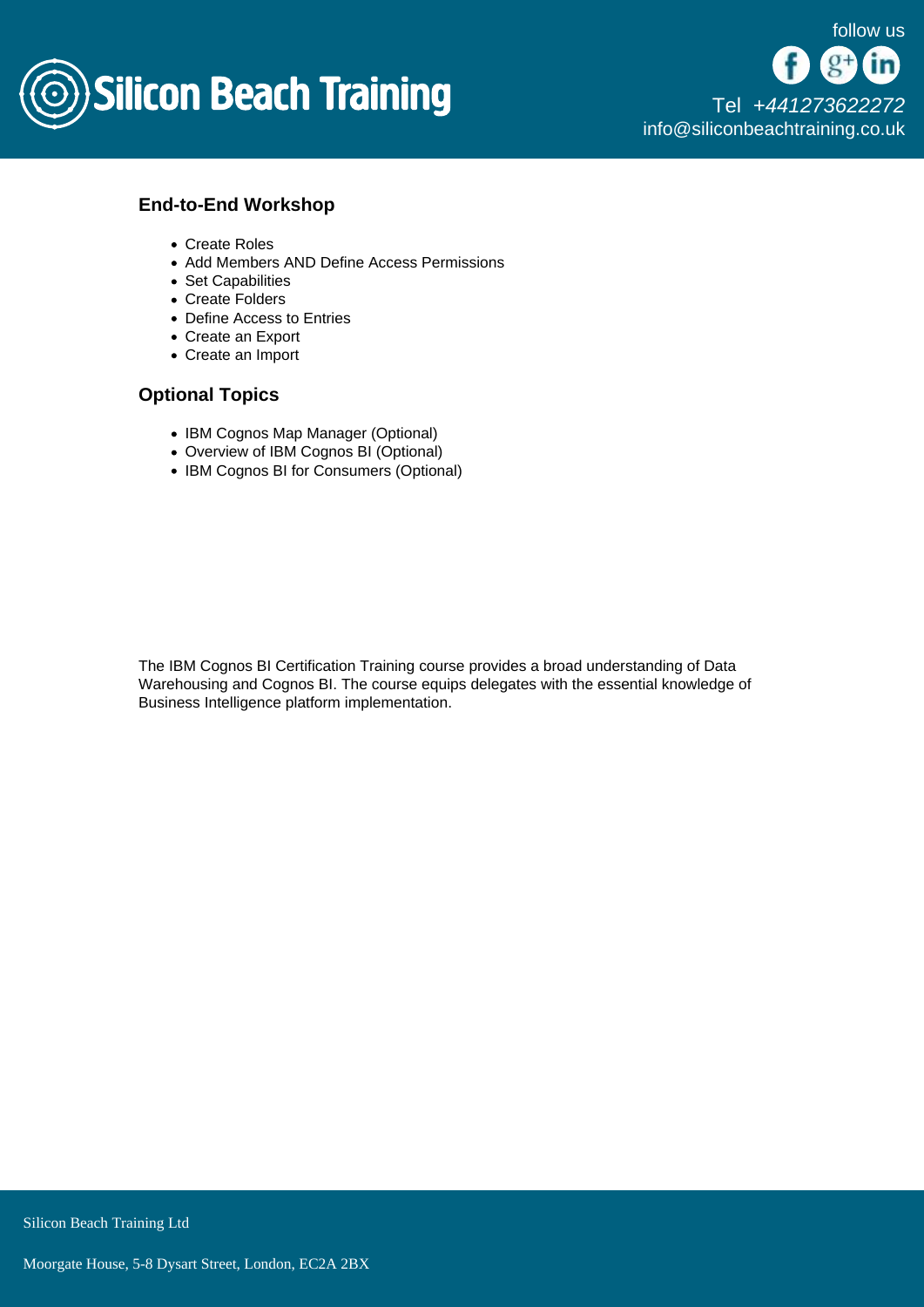## End-to-End Workshop

- Create Roles
- Add Members AND Define Access Permissions
- Set Capabilities
- Create Folders
- Define Access to Entries
- Create an Export
- Create an Import

## Optional Topics

- IBM Cognos Map Manager (Optional)
- Overview of IBM Cognos BI (Optional)
- IBM Cognos BI for Consumers (Optional)

The IBM Cognos BI Certification Training course provides a broad understanding of Data Warehousing and Cognos BI. The course equips delegates with the essential knowledge of Business Intelligence platform implementation.